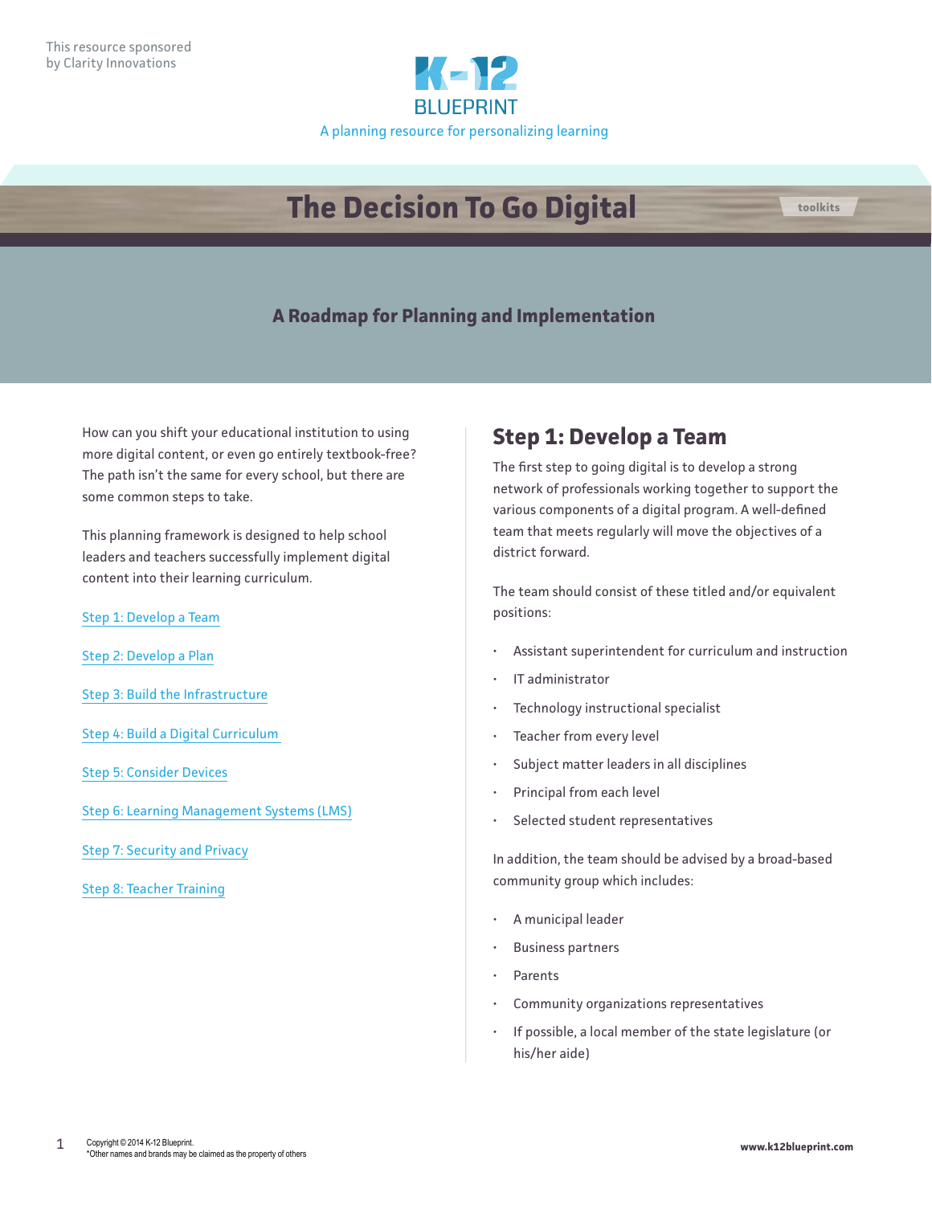This resource sponsored by Clarity Innovations

K-12 BLUEPRINT

A planning resource for personalizing learning

# The Decision To Go Digital

toolkits

## A Roadmap for Planning and Implementation

How can you shift your educational institution to using more digital content, or even go entirely textbook-free? The path isn't the same for every school, but there are some common steps to take.

This planning framework is designed to help school leaders and teachers successfully implement digital content into their learning curriculum.

Step 1: Develop a Team

Step 2: Develop a Plan

Step 3: Build the Infrastructure

Step 4: Build a Digital Curriculum

Step 5: Consider Devices

Step 6: Learning Management Systems (LMS)

Step 7: Security and Privacy

Step 8: Teacher Training

## Step 1: Develop a Team

The first step to going digital is to develop a strong network of professionals working together to support the various components of a digital program. A well-defined team that meets regularly will move the objectives of a district forward.

The team should consist of these titled and/or equivalent positions:

- Assistant superintendent for curriculum and instruction
- IT administrator
- Technology instructional specialist
- Teacher from every level
- Subject matter leaders in all disciplines
- Principal from each level
- Selected student representatives

In addition, the team should be advised by a broad-based community group which includes:

- A municipal leader
- Business partners
- Parents
- Community organizations representatives
- If possible, a local member of the state legislature (or his/her aide)

Copyright © 2014 K-12 Blueprint.
*Other names and brands may be claimed as the property of others

www.k12blueprint.com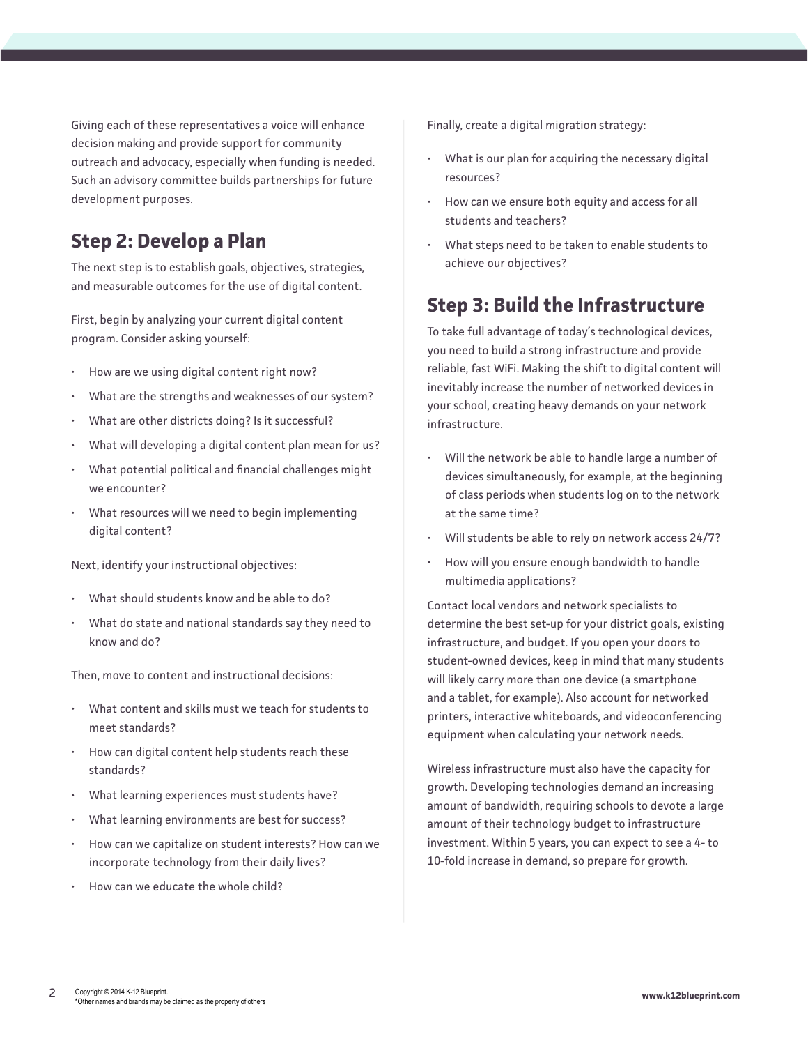Giving each of these representatives a voice will enhance decision making and provide support for community outreach and advocacy, especially when funding is needed. Such an advisory committee builds partnerships for future development purposes.

## Step 2: Develop a Plan

The next step is to establish goals, objectives, strategies, and measurable outcomes for the use of digital content.

First, begin by analyzing your current digital content program. Consider asking yourself:

- How are we using digital content right now?
- What are the strengths and weaknesses of our system?
- What are other districts doing? Is it successful?
- What will developing a digital content plan mean for us?
- What potential political and financial challenges might we encounter?
- What resources will we need to begin implementing digital content?

Next, identify your instructional objectives:

- What should students know and be able to do?
- What do state and national standards say they need to know and do?

Then, move to content and instructional decisions:

- What content and skills must we teach for students to meet standards?
- How can digital content help students reach these standards?
- What learning experiences must students have?
- What learning environments are best for success?
- How can we capitalize on student interests? How can we incorporate technology from their daily lives?
- How can we educate the whole child?

Finally, create a digital migration strategy:

- What is our plan for acquiring the necessary digital resources?
- How can we ensure both equity and access for all students and teachers?
- What steps need to be taken to enable students to achieve our objectives?

## Step 3: Build the Infrastructure

To take full advantage of today's technological devices, you need to build a strong infrastructure and provide reliable, fast WiFi. Making the shift to digital content will inevitably increase the number of networked devices in your school, creating heavy demands on your network infrastructure.

- Will the network be able to handle large a number of devices simultaneously, for example, at the beginning of class periods when students log on to the network at the same time?
- Will students be able to rely on network access 24/7?
- How will you ensure enough bandwidth to handle multimedia applications?

Contact local vendors and network specialists to determine the best set-up for your district goals, existing infrastructure, and budget. If you open your doors to student-owned devices, keep in mind that many students will likely carry more than one device (a smartphone and a tablet, for example). Also account for networked printers, interactive whiteboards, and videoconferencing equipment when calculating your network needs.

Wireless infrastructure must also have the capacity for growth. Developing technologies demand an increasing amount of bandwidth, requiring schools to devote a large amount of their technology budget to infrastructure investment. Within 5 years, you can expect to see a 4- to 10-fold increase in demand, so prepare for growth.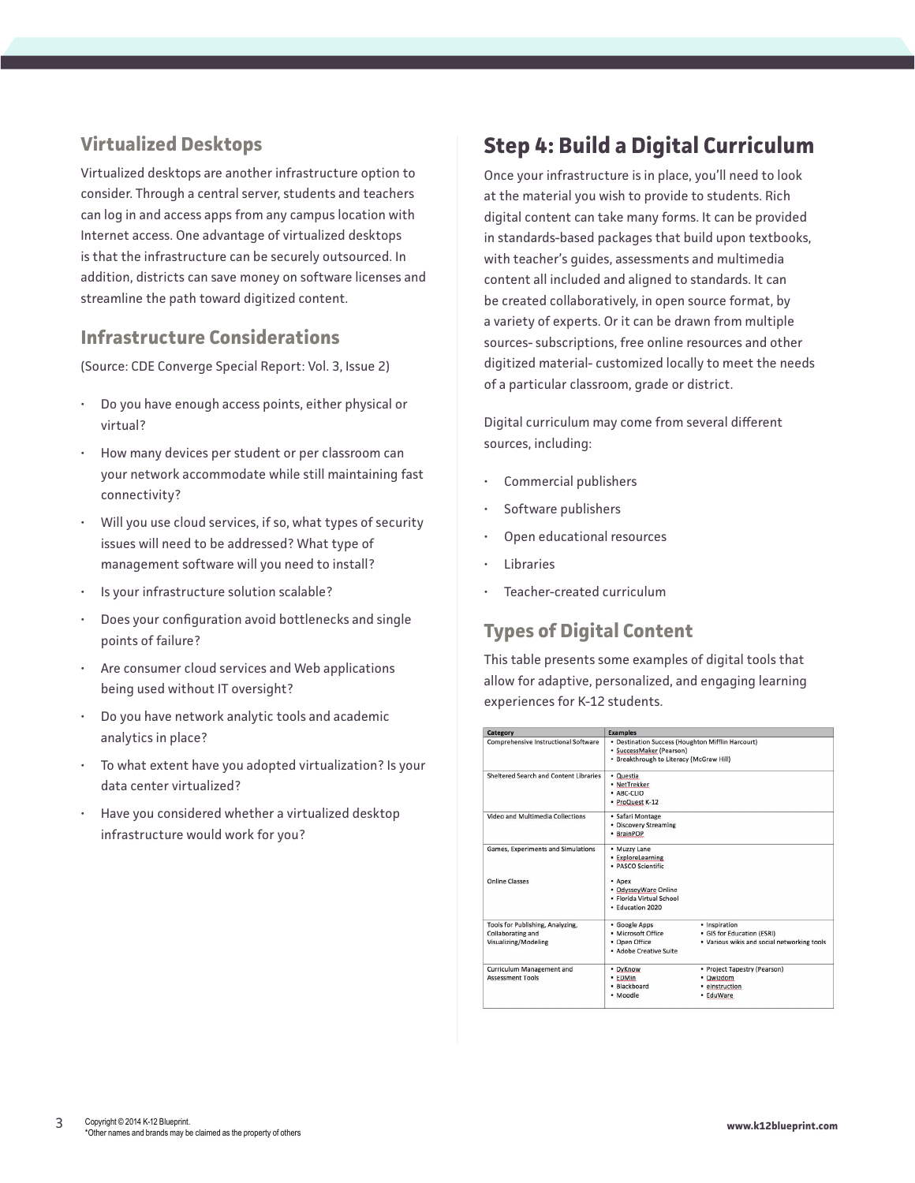### Virtualized Desktops

Virtualized desktops are another infrastructure option to consider. Through a central server, students and teachers can log in and access apps from any campus location with Internet access. One advantage of virtualized desktops is that the infrastructure can be securely outsourced. In addition, districts can save money on software licenses and streamline the path toward digitized content.

### Infrastructure Considerations

(Source: CDE Converge Special Report: Vol. 3, Issue 2)

- Do you have enough access points, either physical or virtual?
- How many devices per student or per classroom can your network accommodate while still maintaining fast connectivity?
- Will you use cloud services, if so, what types of security issues will need to be addressed? What type of management software will you need to install?
- Is your infrastructure solution scalable?
- Does your configuration avoid bottlenecks and single points of failure?
- Are consumer cloud services and Web applications being used without IT oversight?
- Do you have network analytic tools and academic analytics in place?
- To what extent have you adopted virtualization? Is your data center virtualized?
- Have you considered whether a virtualized desktop infrastructure would work for you?

## Step 4: Build a Digital Curriculum

Once your infrastructure is in place, you'll need to look at the material you wish to provide to students. Rich digital content can take many forms. It can be provided in standards-based packages that build upon textbooks, with teacher's guides, assessments and multimedia content all included and aligned to standards. It can be created collaboratively, in open source format, by a variety of experts. Or it can be drawn from multiple sources- subscriptions, free online resources and other digitized material- customized locally to meet the needs of a particular classroom, grade or district.

Digital curriculum may come from several different sources, including:

- Commercial publishers
- Software publishers
- Open educational resources
- Libraries
- Teacher-created curriculum

### Types of Digital Content

This table presents some examples of digital tools that allow for adaptive, personalized, and engaging learning experiences for K-12 students.

| Category | Examples |
| --- | --- |
| Comprehensive Instructional Software | • Destination Success (Houghton Mifflin Harcourt)<br>• SuccessMaker (Pearson)<br>• Breakthrough to Literacy (McGraw Hill) |
| Sheltered Search and Content Libraries | • Questia<br>• NetTrekker<br>• ABC-CLIO<br>• ProQuest K-12 |
| Video and Multimedia Collections | • Safari Montage<br>• Discovery Streaming<br>• BrainPOP |
| Games, Experiments and Simulations | • Muzzy Lane<br>• ExploreLearning<br>• PASCO Scientific |
| Online Classes | • Apex<br>• OdysseyWare Online<br>• Florida Virtual School<br>• Education 2020 |
| Tools for Publishing, Analyzing, Collaborating and Visualizing/Modeling | • Google Apps<br>• Microsoft Office<br>• Open Office<br>• Adobe Creative Suite<br>• Inspiration<br>• GIS for Education (ESRI)<br>• Various wikis and social networking tools |
| Curriculum Management and Assessment Tools | • DyKnow<br>• EDMin<br>• Blackboard<br>• Moodle<br>• Project Tapestry (Pearson)<br>• Qwizdom<br>• eInstruction<br>• EduWare |

*Other names and brands may be claimed as the property of others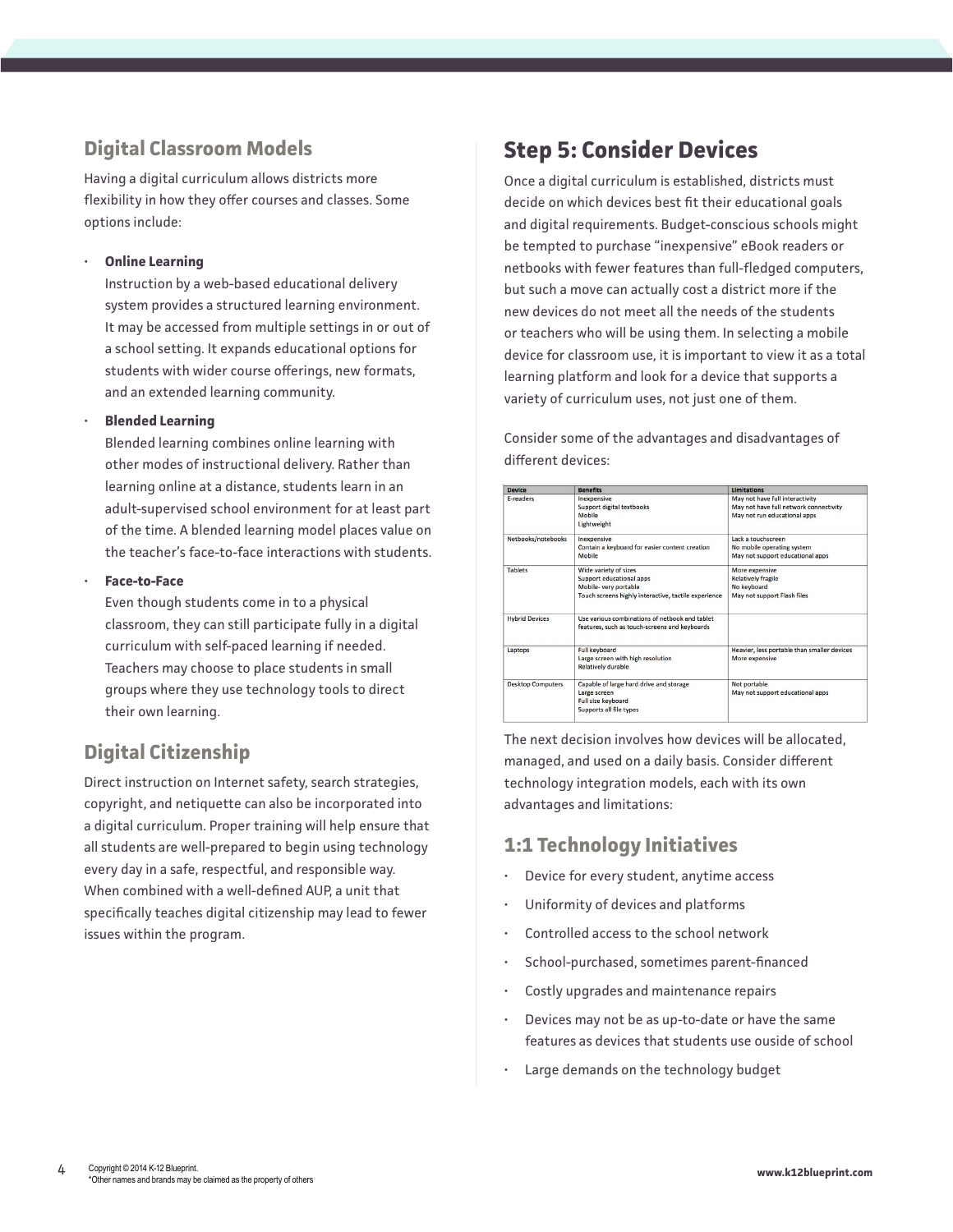## Digital Classroom Models

Having a digital curriculum allows districts more flexibility in how they offer courses and classes. Some options include:

- **Online Learning**
  Instruction by a web-based educational delivery system provides a structured learning environment. It may be accessed from multiple settings in or out of a school setting. It expands educational options for students with wider course offerings, new formats, and an extended learning community.
- **Blended Learning**
  Blended learning combines online learning with other modes of instructional delivery. Rather than learning online at a distance, students learn in an adult-supervised school environment for at least part of the time. A blended learning model places value on the teacher's face-to-face interactions with students.
- **Face-to-Face**
  Even though students come in to a physical classroom, they can still participate fully in a digital curriculum with self-paced learning if needed. Teachers may choose to place students in small groups where they use technology tools to direct their own learning.

## Digital Citizenship

Direct instruction on Internet safety, search strategies, copyright, and netiquette can also be incorporated into a digital curriculum. Proper training will help ensure that all students are well-prepared to begin using technology every day in a safe, respectful, and responsible way. When combined with a well-defined AUP, a unit that specifically teaches digital citizenship may lead to fewer issues within the program.

# Step 5: Consider Devices

Once a digital curriculum is established, districts must decide on which devices best fit their educational goals and digital requirements. Budget-conscious schools might be tempted to purchase "inexpensive" eBook readers or netbooks with fewer features than full-fledged computers, but such a move can actually cost a district more if the new devices do not meet all the needs of the students or teachers who will be using them. In selecting a mobile device for classroom use, it is important to view it as a total learning platform and look for a device that supports a variety of curriculum uses, not just one of them.

Consider some of the advantages and disadvantages of different devices:

| Device | Benefits | Limitations |
|---|---|---|
| E-readers | Inexpensive<br>Support digital textbooks<br>Mobile<br>Lightweight | May not have full interactivity<br>May not have full network connectivity<br>May not run educational apps |
| Netbooks/notebooks | Inexpensive<br>Contain a keyboard for easier content creation<br>Mobile | Lack a touchscreen<br>No mobile operating system<br>May not support educational apps |
| Tablets | Wide variety of sizes<br>Support educational apps<br>Mobile- very portable<br>Touch screens highly interactive, tactile experience | More expensive<br>Relatively fragile<br>No keyboard<br>May not support Flash files |
| Hybrid Devices | Use various combinations of netbook and tablet features, such as touch-screens and keyboards | |
| Laptops | Full keyboard<br>Large screen with high resolution<br>Relatively durable | Heavier, less portable than smaller devices<br>More expensive |
| Desktop Computers | Capable of large hard drive and storage<br>Large screen<br>Full size keyboard<br>Supports all file types | Not portable<br>May not support educational apps |

The next decision involves how devices will be allocated, managed, and used on a daily basis. Consider different technology integration models, each with its own advantages and limitations:

## 1:1 Technology Initiatives

- Device for every student, anytime access
- Uniformity of devices and platforms
- Controlled access to the school network
- School-purchased, sometimes parent-financed
- Costly upgrades and maintenance repairs
- Devices may not be as up-to-date or have the same features as devices that students use ouside of school
- Large demands on the technology budget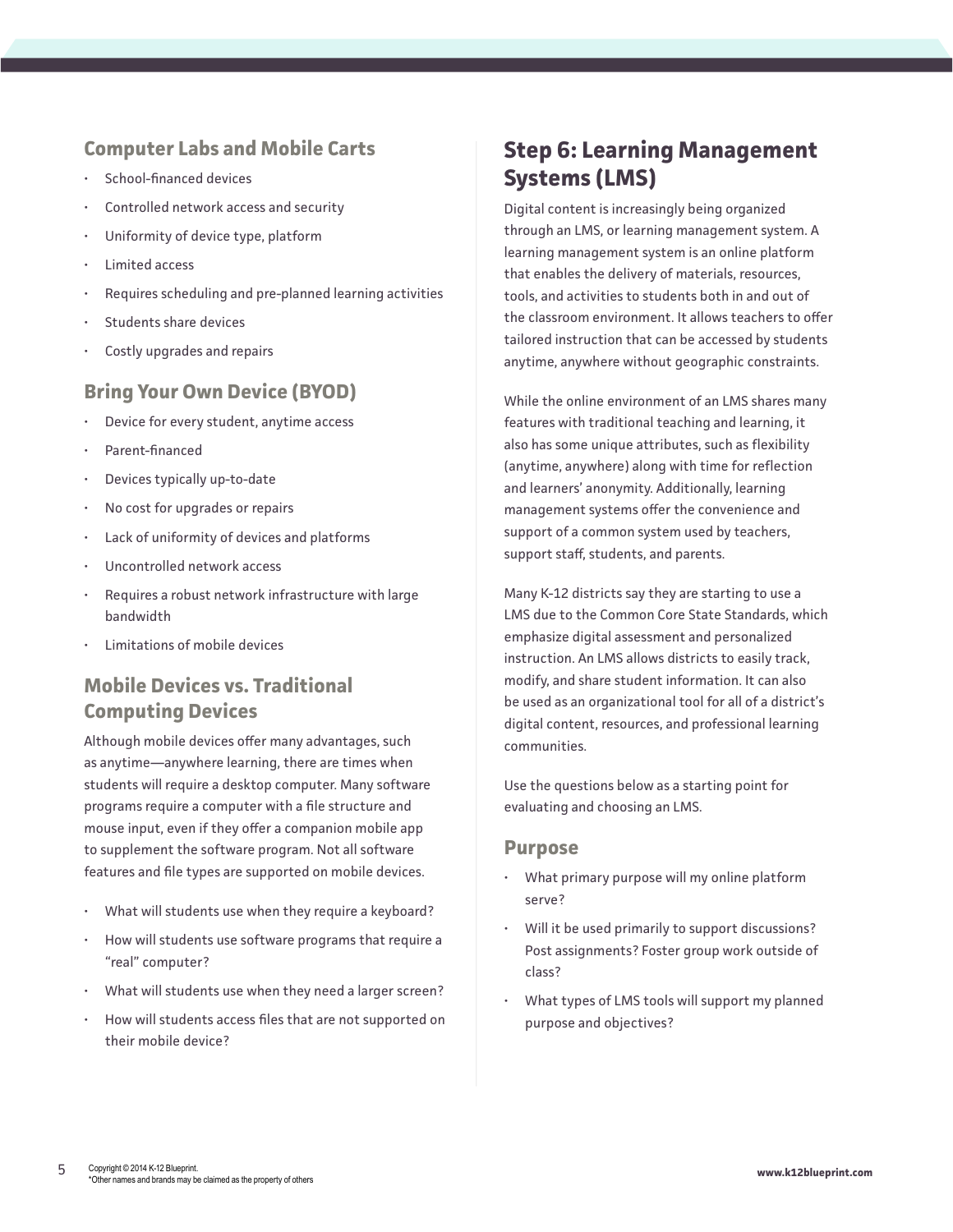### Computer Labs and Mobile Carts

- School-financed devices
- Controlled network access and security
- Uniformity of device type, platform
- Limited access
- Requires scheduling and pre-planned learning activities
- Students share devices
- Costly upgrades and repairs

### Bring Your Own Device (BYOD)

- Device for every student, anytime access
- Parent-financed
- Devices typically up-to-date
- No cost for upgrades or repairs
- Lack of uniformity of devices and platforms
- Uncontrolled network access
- Requires a robust network infrastructure with large bandwidth
- Limitations of mobile devices

### Mobile Devices vs. Traditional Computing Devices

Although mobile devices offer many advantages, such as anytime—anywhere learning, there are times when students will require a desktop computer. Many software programs require a computer with a file structure and mouse input, even if they offer a companion mobile app to supplement the software program. Not all software features and file types are supported on mobile devices.

- What will students use when they require a keyboard?
- How will students use software programs that require a "real" computer?
- What will students use when they need a larger screen?
- How will students access files that are not supported on their mobile device?

## Step 6: Learning Management Systems (LMS)

Digital content is increasingly being organized through an LMS, or learning management system. A learning management system is an online platform that enables the delivery of materials, resources, tools, and activities to students both in and out of the classroom environment. It allows teachers to offer tailored instruction that can be accessed by students anytime, anywhere without geographic constraints.

While the online environment of an LMS shares many features with traditional teaching and learning, it also has some unique attributes, such as flexibility (anytime, anywhere) along with time for reflection and learners' anonymity. Additionally, learning management systems offer the convenience and support of a common system used by teachers, support staff, students, and parents.

Many K-12 districts say they are starting to use a LMS due to the Common Core State Standards, which emphasize digital assessment and personalized instruction. An LMS allows districts to easily track, modify, and share student information. It can also be used as an organizational tool for all of a district's digital content, resources, and professional learning communities.

Use the questions below as a starting point for evaluating and choosing an LMS.

### Purpose

- What primary purpose will my online platform serve?
- Will it be used primarily to support discussions? Post assignments? Foster group work outside of class?
- What types of LMS tools will support my planned purpose and objectives?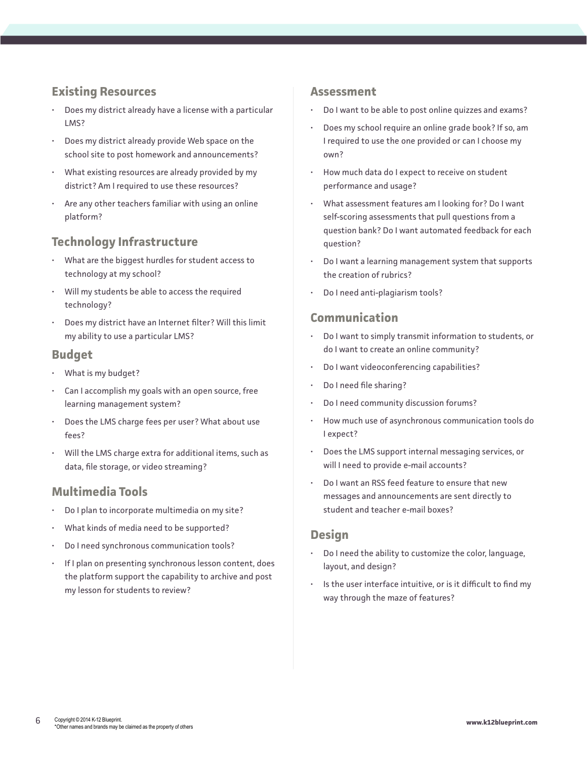## Existing Resources

- Does my district already have a license with a particular LMS?
- Does my district already provide Web space on the school site to post homework and announcements?
- What existing resources are already provided by my district? Am I required to use these resources?
- Are any other teachers familiar with using an online platform?

## Technology Infrastructure

- What are the biggest hurdles for student access to technology at my school?
- Will my students be able to access the required technology?
- Does my district have an Internet filter? Will this limit my ability to use a particular LMS?

## Budget

- What is my budget?
- Can I accomplish my goals with an open source, free learning management system?
- Does the LMS charge fees per user? What about use fees?
- Will the LMS charge extra for additional items, such as data, file storage, or video streaming?

## Multimedia Tools

- Do I plan to incorporate multimedia on my site?
- What kinds of media need to be supported?
- Do I need synchronous communication tools?
- If I plan on presenting synchronous lesson content, does the platform support the capability to archive and post my lesson for students to review?

## Assessment

- Do I want to be able to post online quizzes and exams?
- Does my school require an online grade book? If so, am I required to use the one provided or can I choose my own?
- How much data do I expect to receive on student performance and usage?
- What assessment features am I looking for? Do I want self-scoring assessments that pull questions from a question bank? Do I want automated feedback for each question?
- Do I want a learning management system that supports the creation of rubrics?
- Do I need anti-plagiarism tools?

## Communication

- Do I want to simply transmit information to students, or do I want to create an online community?
- Do I want videoconferencing capabilities?
- Do I need file sharing?
- Do I need community discussion forums?
- How much use of asynchronous communication tools do I expect?
- Does the LMS support internal messaging services, or will I need to provide e-mail accounts?
- Do I want an RSS feed feature to ensure that new messages and announcements are sent directly to student and teacher e-mail boxes?

## Design

- Do I need the ability to customize the color, language, layout, and design?
- Is the user interface intuitive, or is it difficult to find my way through the maze of features?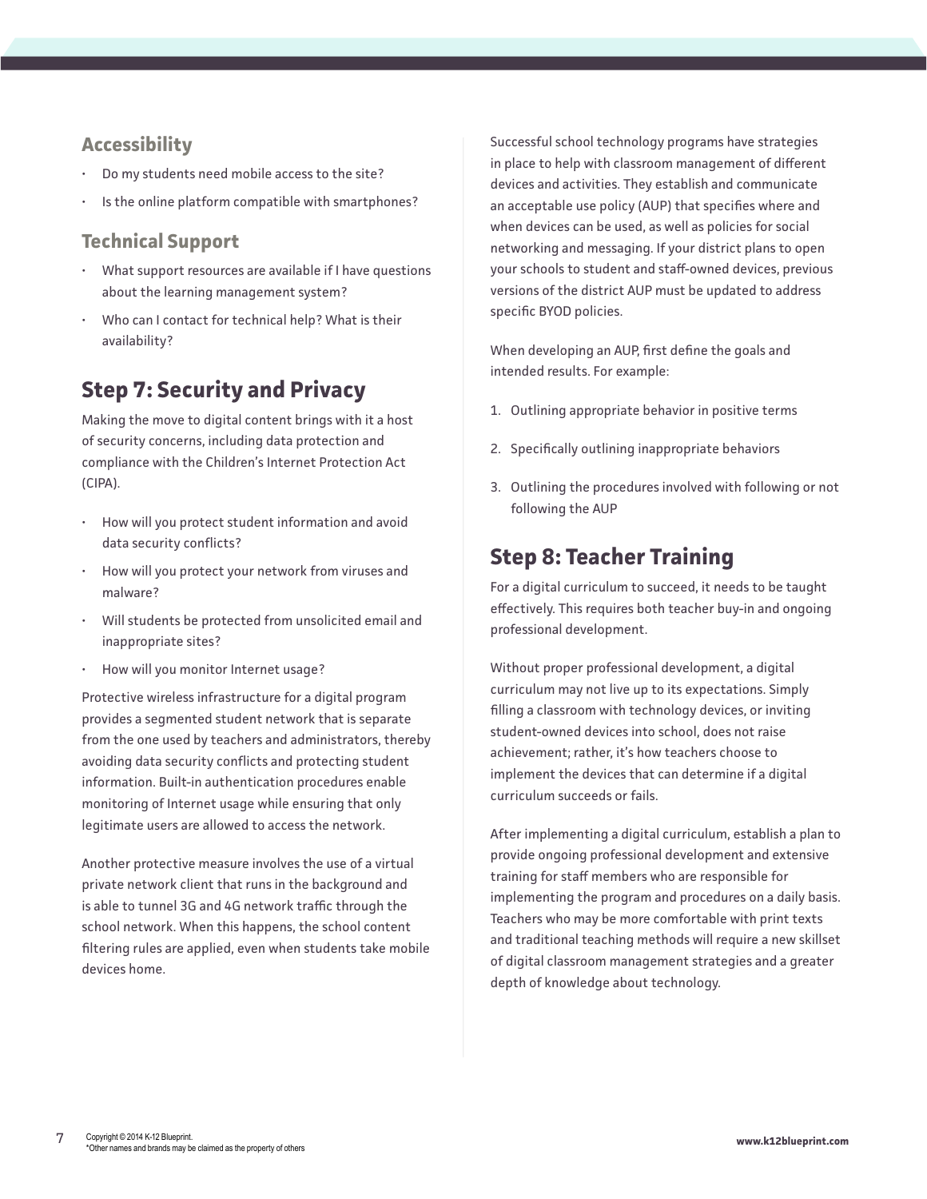### Accessibility

- Do my students need mobile access to the site?
- Is the online platform compatible with smartphones?

### Technical Support

- What support resources are available if I have questions about the learning management system?
- Who can I contact for technical help? What is their availability?

## Step 7: Security and Privacy

Making the move to digital content brings with it a host of security concerns, including data protection and compliance with the Children's Internet Protection Act (CIPA).

- How will you protect student information and avoid data security conflicts?
- How will you protect your network from viruses and malware?
- Will students be protected from unsolicited email and inappropriate sites?
- How will you monitor Internet usage?

Protective wireless infrastructure for a digital program provides a segmented student network that is separate from the one used by teachers and administrators, thereby avoiding data security conflicts and protecting student information. Built-in authentication procedures enable monitoring of Internet usage while ensuring that only legitimate users are allowed to access the network.

Another protective measure involves the use of a virtual private network client that runs in the background and is able to tunnel 3G and 4G network traffic through the school network. When this happens, the school content filtering rules are applied, even when students take mobile devices home.

Successful school technology programs have strategies in place to help with classroom management of different devices and activities. They establish and communicate an acceptable use policy (AUP) that specifies where and when devices can be used, as well as policies for social networking and messaging. If your district plans to open your schools to student and staff-owned devices, previous versions of the district AUP must be updated to address specific BYOD policies.

When developing an AUP, first define the goals and intended results. For example:

1. Outlining appropriate behavior in positive terms
2. Specifically outlining inappropriate behaviors
3. Outlining the procedures involved with following or not following the AUP

## Step 8: Teacher Training

For a digital curriculum to succeed, it needs to be taught effectively. This requires both teacher buy-in and ongoing professional development.

Without proper professional development, a digital curriculum may not live up to its expectations. Simply filling a classroom with technology devices, or inviting student-owned devices into school, does not raise achievement; rather, it's how teachers choose to implement the devices that can determine if a digital curriculum succeeds or fails.

After implementing a digital curriculum, establish a plan to provide ongoing professional development and extensive training for staff members who are responsible for implementing the program and procedures on a daily basis. Teachers who may be more comfortable with print texts and traditional teaching methods will require a new skillset of digital classroom management strategies and a greater depth of knowledge about technology.

Copyright © 2014 K-12 Blueprint.
*Other names and brands may be claimed as the property of others

www.k12blueprint.com